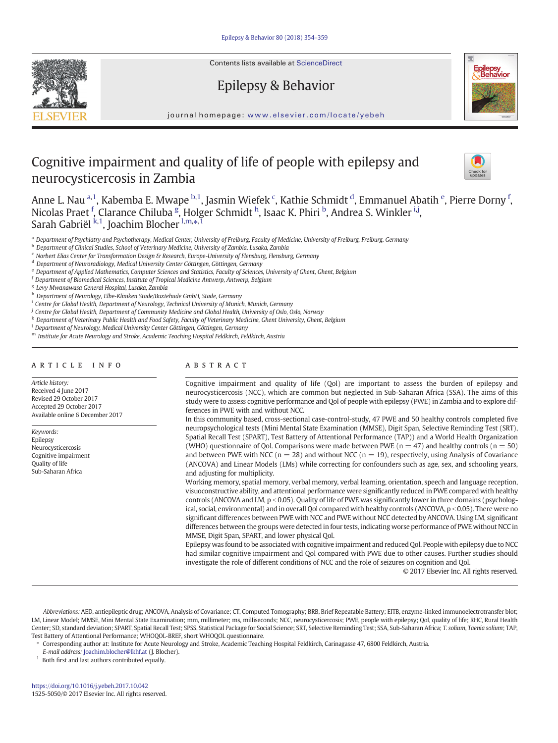# Cognitive impairment and quality of life of people with epilepsy and neurocysticercosis in Zambia

Anne L. Nau [a,1], Kabemba E. Mwape [b,1], Jasmin Wiefek [c], Kathie Schmidt [d], Emmanuel Abatih [e], Pierre Dorny [f], Nicolas Praet [f], Clarance Chiluba [g], Holger Schmidt [h], Isaac K. Phiri [b], Andrea S. Winkler [i,j], Sarah Gabriël [k,1], Joachim Blocher [l,m,*,1]

[a] Department of Psychiatry and Psychotherapy, Medical Center, University of Freiburg, Faculty of Medicine, University of Freiburg, Freiburg, Germany
[b] Department of Clinical Studies, School of Veterinary Medicine, University of Zambia, Lusaka, Zambia
[c] Norbert Elias Center for Transformation Design & Research, Europe-University of Flensburg, Flensburg, Germany
[d] Department of Neuroradiology, Medical University Center Göttingen, Göttingen, Germany
[e] Department of Applied Mathematics, Computer Sciences and Statistics, Faculty of Sciences, University of Ghent, Ghent, Belgium
[f] Department of Biomedical Sciences, Institute of Tropical Medicine Antwerp, Antwerp, Belgium
[g] Levy Mwanawasa General Hospital, Lusaka, Zambia
[h] Department of Neurology, Elbe-Kliniken Stade/Buxtehude GmbH, Stade, Germany
[i] Centre for Global Health, Department of Neurology, Technical University of Munich, Munich, Germany
[j] Centre for Global Health, Department of Community Medicine and Global Health, University of Oslo, Oslo, Norway
[k] Department of Veterinary Public Health and Food Safety, Faculty of Veterinary Medicine, Ghent University, Ghent, Belgium
[l] Department of Neurology, Medical University Center Göttingen, Göttingen, Germany
[m] Institute for Acute Neurology and Stroke, Academic Teaching Hospital Feldkirch, Feldkirch, Austria

## ARTICLE INFO

*Article history:*
Received 4 June 2017
Revised 29 October 2017
Accepted 29 October 2017
Available online 6 December 2017

*Keywords:*
Epilepsy
Neurocysticercosis
Cognitive impairment
Quality of life
Sub-Saharan Africa

## ABSTRACT

Cognitive impairment and quality of life (Qol) are important to assess the burden of epilepsy and neurocysticercosis (NCC), which are common but neglected in Sub-Saharan Africa (SSA). The aims of this study were to assess cognitive performance and Qol of people with epilepsy (PWE) in Zambia and to explore differences in PWE with and without NCC.

In this community based, cross-sectional case-control-study, 47 PWE and 50 healthy controls completed five neuropsychological tests (Mini Mental State Examination (MMSE), Digit Span, Selective Reminding Test (SRT), Spatial Recall Test (SPART), Test Battery of Attentional Performance (TAP)) and a World Health Organization (WHO) questionnaire of Qol. Comparisons were made between PWE ($n = 47$) and healthy controls ($n = 50$) and between PWE with NCC ($n = 28$) and without NCC ($n = 19$), respectively, using Analysis of Covariance (ANCOVA) and Linear Models (LMs) while correcting for confounders such as age, sex, and schooling years, and adjusting for multiplicity.

Working memory, spatial memory, verbal memory, verbal learning, orientation, speech and language reception, visuoconstructive ability, and attentional performance were significantly reduced in PWE compared with healthy controls (ANCOVA and LM, $p < 0.05$). Quality of life of PWE was significantly lower in three domains (psychological, social, environmental) and in overall Qol compared with healthy controls (ANCOVA, $p < 0.05$). There were no significant differences between PWE with NCC and PWE without NCC detected by ANCOVA. Using LM, significant differences between the groups were detected in four tests, indicating worse performance of PWE without NCC in MMSE, Digit Span, SPART, and lower physical Qol.

Epilepsy was found to be associated with cognitive impairment and reduced Qol. People with epilepsy due to NCC had similar cognitive impairment and Qol compared with PWE due to other causes. Further studies should investigate the role of different conditions of NCC and the role of seizures on cognition and Qol.

© 2017 Elsevier Inc. All rights reserved.

*Abbreviations:* AED, antiepileptic drug; ANCOVA, Analysis of Covariance; CT, Computed Tomography; BRB, Brief Repeatable Battery; EITB, enzyme-linked immunoelectrotransfer blot; LM, Linear Model; MMSE, Mini Mental State Examination; mm, millimeter; ms, milliseconds; NCC, neurocysticercosis; PWE, people with epilepsy; Qol, quality of life; RHC, Rural Health Center; SD, standard deviation; SPART, Spatial Recall Test; SPSS, Statistical Package for Social Science; SRT, Selective Reminding Test; SSA, Sub-Saharan Africa; *T. solium*, *Taenia solium*; TAP, Test Battery of Attentional Performance; WHOQOL-BREF, short WHOQOL questionnaire.

\* Corresponding author at: Institute for Acute Neurology and Stroke, Academic Teaching Hospital Feldkirch, Carinagasse 47, 6800 Feldkirch, Austria.
*E-mail address:* Joachim.blocher@lkhf.at (J. Blocher).

[1] Both first and last authors contributed equally.

https://doi.org/10.1016/j.yebeh.2017.10.042
1525-5050/© 2017 Elsevier Inc. All rights reserved.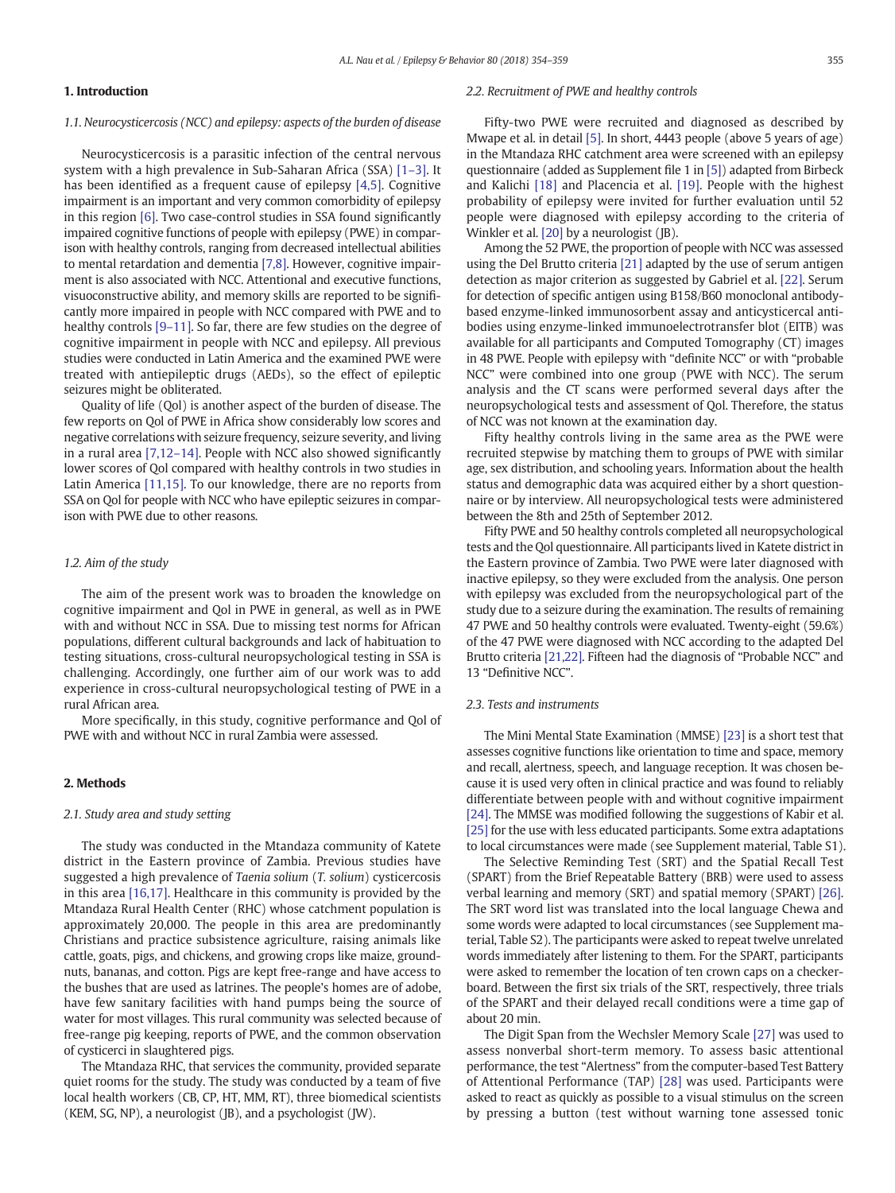## 1. Introduction

### 1.1. Neurocysticercosis (NCC) and epilepsy: aspects of the burden of disease

Neurocysticercosis is a parasitic infection of the central nervous system with a high prevalence in Sub-Saharan Africa (SSA) [1–3]. It has been identified as a frequent cause of epilepsy [4,5]. Cognitive impairment is an important and very common comorbidity of epilepsy in this region [6]. Two case-control studies in SSA found significantly impaired cognitive functions of people with epilepsy (PWE) in comparison with healthy controls, ranging from decreased intellectual abilities to mental retardation and dementia [7,8]. However, cognitive impairment is also associated with NCC. Attentional and executive functions, visuoconstructive ability, and memory skills are reported to be significantly more impaired in people with NCC compared with PWE and to healthy controls [9–11]. So far, there are few studies on the degree of cognitive impairment in people with NCC and epilepsy. All previous studies were conducted in Latin America and the examined PWE were treated with antiepileptic drugs (AEDs), so the effect of epileptic seizures might be obliterated.

Quality of life (Qol) is another aspect of the burden of disease. The few reports on Qol of PWE in Africa show considerably low scores and negative correlations with seizure frequency, seizure severity, and living in a rural area [7,12–14]. People with NCC also showed significantly lower scores of Qol compared with healthy controls in two studies in Latin America [11,15]. To our knowledge, there are no reports from SSA on Qol for people with NCC who have epileptic seizures in comparison with PWE due to other reasons.

### 1.2. Aim of the study

The aim of the present work was to broaden the knowledge on cognitive impairment and Qol in PWE in general, as well as in PWE with and without NCC in SSA. Due to missing test norms for African populations, different cultural backgrounds and lack of habituation to testing situations, cross-cultural neuropsychological testing in SSA is challenging. Accordingly, one further aim of our work was to add experience in cross-cultural neuropsychological testing of PWE in a rural African area.

More specifically, in this study, cognitive performance and Qol of PWE with and without NCC in rural Zambia were assessed.

## 2. Methods

### 2.1. Study area and study setting

The study was conducted in the Mtandaza community of Katete district in the Eastern province of Zambia. Previous studies have suggested a high prevalence of *Taenia solium* (*T. solium*) cysticercosis in this area [16,17]. Healthcare in this community is provided by the Mtandaza Rural Health Center (RHC) whose catchment population is approximately 20,000. The people in this area are predominantly Christians and practice subsistence agriculture, raising animals like cattle, goats, pigs, and chickens, and growing crops like maize, groundnuts, bananas, and cotton. Pigs are kept free-range and have access to the bushes that are used as latrines. The people's homes are of adobe, have few sanitary facilities with hand pumps being the source of water for most villages. This rural community was selected because of free-range pig keeping, reports of PWE, and the common observation of cysticerci in slaughtered pigs.

The Mtandaza RHC, that services the community, provided separate quiet rooms for the study. The study was conducted by a team of five local health workers (CB, CP, HT, MM, RT), three biomedical scientists (KEM, SG, NP), a neurologist (JB), and a psychologist (JW).

### 2.2. Recruitment of PWE and healthy controls

Fifty-two PWE were recruited and diagnosed as described by Mwape et al. in detail [5]. In short, 4443 people (above 5 years of age) in the Mtandaza RHC catchment area were screened with an epilepsy questionnaire (added as Supplement file 1 in [5]) adapted from Birbeck and Kalichi [18] and Placencia et al. [19]. People with the highest probability of epilepsy were invited for further evaluation until 52 people were diagnosed with epilepsy according to the criteria of Winkler et al. [20] by a neurologist (JB).

Among the 52 PWE, the proportion of people with NCC was assessed using the Del Brutto criteria [21] adapted by the use of serum antigen detection as major criterion as suggested by Gabriel et al. [22]. Serum for detection of specific antigen using B158/B60 monoclonal antibody-based enzyme-linked immunosorbent assay and anticysticercal antibodies using enzyme-linked immunoelectrotransfer blot (EITB) was available for all participants and Computed Tomography (CT) images in 48 PWE. People with epilepsy with "definite NCC" or with "probable NCC" were combined into one group (PWE with NCC). The serum analysis and the CT scans were performed several days after the neuropsychological tests and assessment of Qol. Therefore, the status of NCC was not known at the examination day.

Fifty healthy controls living in the same area as the PWE were recruited stepwise by matching them to groups of PWE with similar age, sex distribution, and schooling years. Information about the health status and demographic data was acquired either by a short questionnaire or by interview. All neuropsychological tests were administered between the 8th and 25th of September 2012.

Fifty PWE and 50 healthy controls completed all neuropsychological tests and the Qol questionnaire. All participants lived in Katete district in the Eastern province of Zambia. Two PWE were later diagnosed with inactive epilepsy, so they were excluded from the analysis. One person with epilepsy was excluded from the neuropsychological part of the study due to a seizure during the examination. The results of remaining 47 PWE and 50 healthy controls were evaluated. Twenty-eight (59.6%) of the 47 PWE were diagnosed with NCC according to the adapted Del Brutto criteria [21,22]. Fifteen had the diagnosis of "Probable NCC" and 13 "Definitive NCC".

### 2.3. Tests and instruments

The Mini Mental State Examination (MMSE) [23] is a short test that assesses cognitive functions like orientation to time and space, memory and recall, alertness, speech, and language reception. It was chosen because it is used very often in clinical practice and was found to reliably differentiate between people with and without cognitive impairment [24]. The MMSE was modified following the suggestions of Kabir et al. [25] for the use with less educated participants. Some extra adaptations to local circumstances were made (see Supplement material, Table S1).

The Selective Reminding Test (SRT) and the Spatial Recall Test (SPART) from the Brief Repeatable Battery (BRB) were used to assess verbal learning and memory (SRT) and spatial memory (SPART) [26]. The SRT word list was translated into the local language Chewa and some words were adapted to local circumstances (see Supplement material, Table S2). The participants were asked to repeat twelve unrelated words immediately after listening to them. For the SPART, participants were asked to remember the location of ten crown caps on a checkerboard. Between the first six trials of the SRT, respectively, three trials of the SPART and their delayed recall conditions were a time gap of about 20 min.

The Digit Span from the Wechsler Memory Scale [27] was used to assess nonverbal short-term memory. To assess basic attentional performance, the test "Alertness" from the computer-based Test Battery of Attentional Performance (TAP) [28] was used. Participants were asked to react as quickly as possible to a visual stimulus on the screen by pressing a button (test without warning tone assessed tonic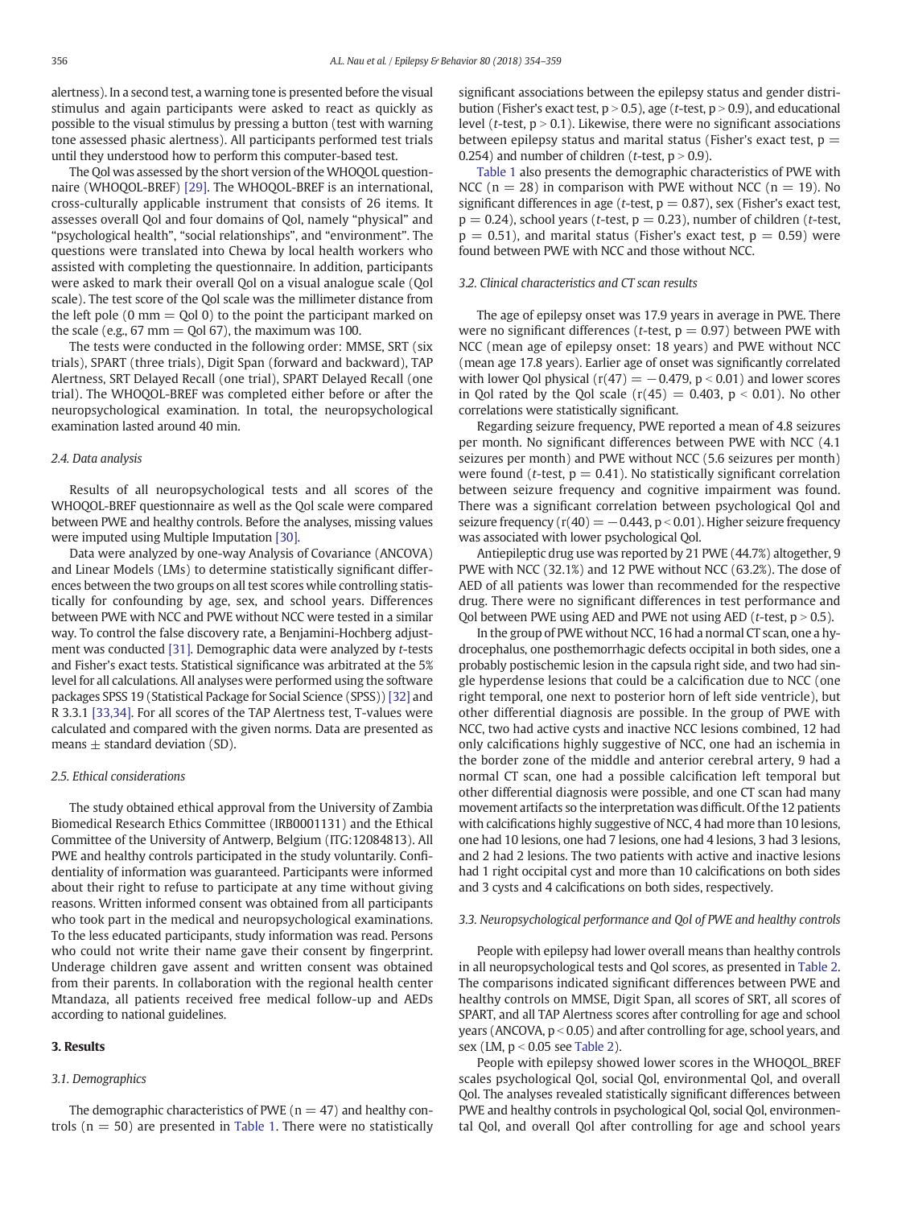alertness). In a second test, a warning tone is presented before the visual stimulus and again participants were asked to react as quickly as possible to the visual stimulus by pressing a button (test with warning tone assessed phasic alertness). All participants performed test trials until they understood how to perform this computer-based test.

The Qol was assessed by the short version of the WHOQOL questionnaire (WHOQOL-BREF) [29]. The WHOQOL-BREF is an international, cross-culturally applicable instrument that consists of 26 items. It assesses overall Qol and four domains of Qol, namely "physical" and "psychological health", "social relationships", and "environment". The questions were translated into Chewa by local health workers who assisted with completing the questionnaire. In addition, participants were asked to mark their overall Qol on a visual analogue scale (Qol scale). The test score of the Qol scale was the millimeter distance from the left pole (0 mm = Qol 0) to the point the participant marked on the scale (e.g., 67 mm = Qol 67), the maximum was 100.

The tests were conducted in the following order: MMSE, SRT (six trials), SPART (three trials), Digit Span (forward and backward), TAP Alertness, SRT Delayed Recall (one trial), SPART Delayed Recall (one trial). The WHOQOL-BREF was completed either before or after the neuropsychological examination. In total, the neuropsychological examination lasted around 40 min.

### 2.4. Data analysis

Results of all neuropsychological tests and all scores of the WHOQOL-BREF questionnaire as well as the Qol scale were compared between PWE and healthy controls. Before the analyses, missing values were imputed using Multiple Imputation [30].

Data were analyzed by one-way Analysis of Covariance (ANCOVA) and Linear Models (LMs) to determine statistically significant differences between the two groups on all test scores while controlling statistically for confounding by age, sex, and school years. Differences between PWE with NCC and PWE without NCC were tested in a similar way. To control the false discovery rate, a Benjamini-Hochberg adjustment was conducted [31]. Demographic data were analyzed by *t*-tests and Fisher's exact tests. Statistical significance was arbitrated at the 5% level for all calculations. All analyses were performed using the software packages SPSS 19 (Statistical Package for Social Science (SPSS)) [32] and R 3.3.1 [33,34]. For all scores of the TAP Alertness test, T-values were calculated and compared with the given norms. Data are presented as means ± standard deviation (SD).

### 2.5. Ethical considerations

The study obtained ethical approval from the University of Zambia Biomedical Research Ethics Committee (IRB0001131) and the Ethical Committee of the University of Antwerp, Belgium (ITG:12084813). All PWE and healthy controls participated in the study voluntarily. Confidentiality of information was guaranteed. Participants were informed about their right to refuse to participate at any time without giving reasons. Written informed consent was obtained from all participants who took part in the medical and neuropsychological examinations. To the less educated participants, study information was read. Persons who could not write their name gave their consent by fingerprint. Underage children gave assent and written consent was obtained from their parents. In collaboration with the regional health center Mtandaza, all patients received free medical follow-up and AEDs according to national guidelines.

## 3. Results

### 3.1. Demographics

The demographic characteristics of PWE ($n = 47$) and healthy controls ($n = 50$) are presented in Table 1. There were no statistically significant associations between the epilepsy status and gender distribution (Fisher's exact test, $p > 0.5$), age (*t*-test, $p > 0.9$), and educational level (*t*-test, $p > 0.1$). Likewise, there were no significant associations between epilepsy status and marital status (Fisher's exact test, $p = 0.254$) and number of children (*t*-test, $p > 0.9$).

Table 1 also presents the demographic characteristics of PWE with NCC ($n = 28$) in comparison with PWE without NCC ($n = 19$). No significant differences in age (*t*-test, $p = 0.87$), sex (Fisher's exact test, $p = 0.24$), school years (*t*-test, $p = 0.23$), number of children (*t*-test, $p = 0.51$), and marital status (Fisher's exact test, $p = 0.59$) were found between PWE with NCC and those without NCC.

### 3.2. Clinical characteristics and CT scan results

The age of epilepsy onset was 17.9 years in average in PWE. There were no significant differences (*t*-test, $p = 0.97$) between PWE with NCC (mean age of epilepsy onset: 18 years) and PWE without NCC (mean age 17.8 years). Earlier age of onset was significantly correlated with lower Qol physical ($r(47) = -0.479$, $p < 0.01$) and lower scores in Qol rated by the Qol scale ($r(45) = 0.403$, $p < 0.01$). No other correlations were statistically significant.

Regarding seizure frequency, PWE reported a mean of 4.8 seizures per month. No significant differences between PWE with NCC (4.1 seizures per month) and PWE without NCC (5.6 seizures per month) were found (*t*-test, $p = 0.41$). No statistically significant correlation between seizure frequency and cognitive impairment was found. There was a significant correlation between psychological Qol and seizure frequency ($r(40) = -0.443$, $p < 0.01$). Higher seizure frequency was associated with lower psychological Qol.

Antiepileptic drug use was reported by 21 PWE (44.7%) altogether, 9 PWE with NCC (32.1%) and 12 PWE without NCC (63.2%). The dose of AED of all patients was lower than recommended for the respective drug. There were no significant differences in test performance and Qol between PWE using AED and PWE not using AED (*t*-test, $p > 0.5$).

In the group of PWE without NCC, 16 had a normal CT scan, one a hydrocephalus, one posthemorrhagic defects occipital in both sides, one a probably postischemic lesion in the capsula right side, and two had single hyperdense lesions that could be a calcification due to NCC (one right temporal, one next to posterior horn of left side ventricle), but other differential diagnosis are possible. In the group of PWE with NCC, two had active cysts and inactive NCC lesions combined, 12 had only calcifications highly suggestive of NCC, one had an ischemia in the border zone of the middle and anterior cerebral artery, 9 had a normal CT scan, one had a possible calcification left temporal but other differential diagnosis were possible, and one CT scan had many movement artifacts so the interpretation was difficult. Of the 12 patients with calcifications highly suggestive of NCC, 4 had more than 10 lesions, one had 10 lesions, one had 7 lesions, one had 4 lesions, 3 had 3 lesions, and 2 had 2 lesions. The two patients with active and inactive lesions had 1 right occipital cyst and more than 10 calcifications on both sides and 3 cysts and 4 calcifications on both sides, respectively.

### 3.3. Neuropsychological performance and Qol of PWE and healthy controls

People with epilepsy had lower overall means than healthy controls in all neuropsychological tests and Qol scores, as presented in Table 2. The comparisons indicated significant differences between PWE and healthy controls on MMSE, Digit Span, all scores of SRT, all scores of SPART, and all TAP Alertness scores after controlling for age and school years (ANCOVA, $p < 0.05$) and after controlling for age, school years, and sex (LM, $p < 0.05$ see Table 2).

People with epilepsy showed lower scores in the WHOQOL_BREF scales psychological Qol, social Qol, environmental Qol, and overall Qol. The analyses revealed statistically significant differences between PWE and healthy controls in psychological Qol, social Qol, environmental Qol, and overall Qol after controlling for age and school years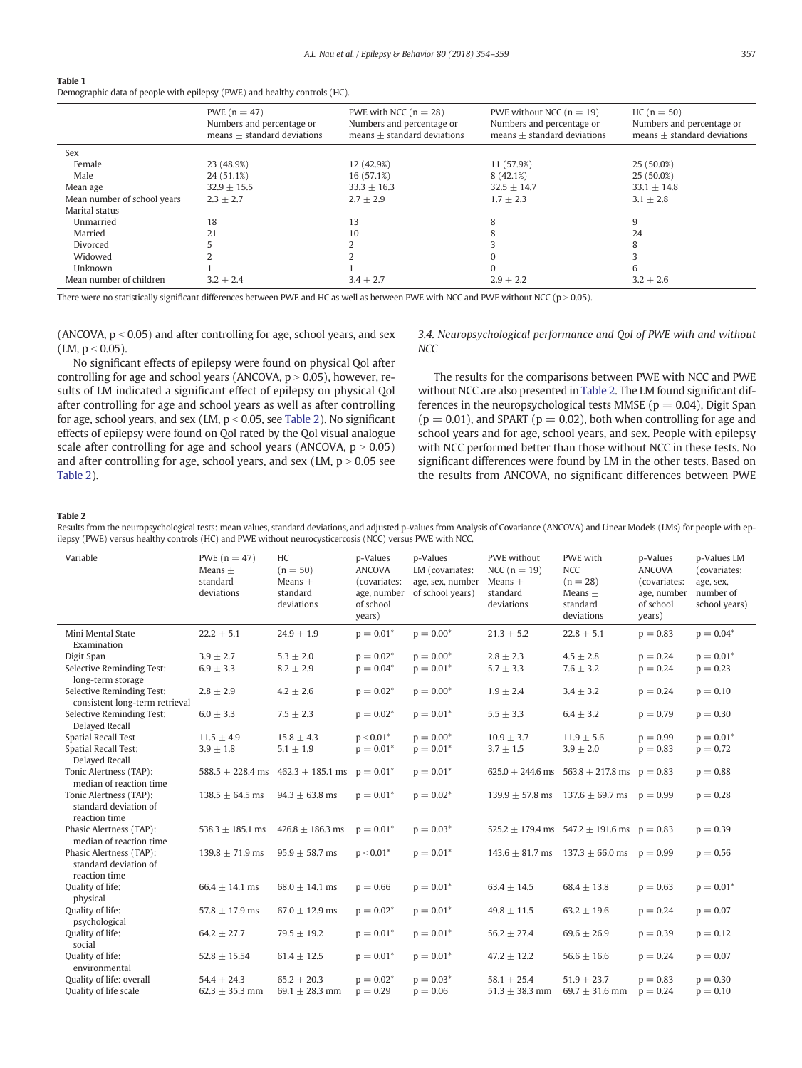**Table 1**
Demographic data of people with epilepsy (PWE) and healthy controls (HC).

| | PWE (n = 47) Numbers and percentage or means ± standard deviations | PWE with NCC (n = 28) Numbers and percentage or means ± standard deviations | PWE without NCC (n = 19) Numbers and percentage or means ± standard deviations | HC (n = 50) Numbers and percentage or means ± standard deviations |
|---|---|---|---|---|
| Sex | | | | |
| Female | 23 (48.9%) | 12 (42.9%) | 11 (57.9%) | 25 (50.0%) |
| Male | 24 (51.1%) | 16 (57.1%) | 8 (42.1%) | 25 (50.0%) |
| Mean age | 32.9 ± 15.5 | 33.3 ± 16.3 | 32.5 ± 14.7 | 33.1 ± 14.8 |
| Mean number of school years | 2.3 ± 2.7 | 2.7 ± 2.9 | 1.7 ± 2.3 | 3.1 ± 2.8 |
| Marital status | | | | |
| Unmarried | 18 | 13 | 8 | 9 |
| Married | 21 | 10 | 8 | 24 |
| Divorced | 5 | 2 | 3 | 8 |
| Widowed | 2 | 2 | 0 | 3 |
| Unknown | 1 | 1 | 0 | 6 |
| Mean number of children | 3.2 ± 2.4 | 3.4 ± 2.7 | 2.9 ± 2.2 | 3.2 ± 2.6 |

There were no statistically significant differences between PWE and HC as well as between PWE with NCC and PWE without NCC ($p > 0.05$).

(ANCOVA, $p < 0.05$) and after controlling for age, school years, and sex (LM, $p < 0.05$).

No significant effects of epilepsy were found on physical Qol after controlling for age and school years (ANCOVA, $p > 0.05$), however, results of LM indicated a significant effect of epilepsy on physical Qol after controlling for age and school years as well as after controlling for age, school years, and sex (LM, $p < 0.05$, see Table 2). No significant effects of epilepsy were found on Qol rated by the Qol visual analogue scale after controlling for age and school years (ANCOVA, $p > 0.05$) and after controlling for age, school years, and sex (LM, $p > 0.05$ see Table 2).

### 3.4. Neuropsychological performance and Qol of PWE with and without NCC

The results for the comparisons between PWE with NCC and PWE without NCC are also presented in Table 2. The LM found significant differences in the neuropsychological tests MMSE ($p = 0.04$), Digit Span ($p = 0.01$), and SPART ($p = 0.02$), both when controlling for age and school years and for age, school years, and sex. People with epilepsy with NCC performed better than those without NCC in these tests. No significant differences were found by LM in the other tests. Based on the results from ANCOVA, no significant differences between PWE

**Table 2**
Results from the neuropsychological tests: mean values, standard deviations, and adjusted p-values from Analysis of Covariance (ANCOVA) and Linear Models (LMs) for people with epilepsy (PWE) versus healthy controls (HC) and PWE without neurocysticercosis (NCC) versus PWE with NCC.

| Variable | PWE (n = 47) Means ± standard deviations | HC (n = 50) Means ± standard deviations | p-Values ANCOVA (covariates: age, number of school years) | p-Values LM (covariates: age, sex, number of school years) | PWE without NCC (n = 19) Means ± standard deviations | PWE with NCC (n = 28) Means ± standard deviations | p-Values ANCOVA (covariates: age, number of school years) | p-Values LM (covariates: age, sex, number of school years) |
|---|---|---|---|---|---|---|---|---|
| Mini Mental State Examination | 22.2 ± 5.1 | 24.9 ± 1.9 | p = 0.01* | p = 0.00* | 21.3 ± 5.2 | 22.8 ± 5.1 | p = 0.83 | p = 0.04* |
| Digit Span | 3.9 ± 2.7 | 5.3 ± 2.0 | p = 0.02* | p = 0.00* | 2.8 ± 2.3 | 4.5 ± 2.8 | p = 0.24 | p = 0.01* |
| Selective Reminding Test: long-term storage | 6.9 ± 3.3 | 8.2 ± 2.9 | p = 0.04* | p = 0.01* | 5.7 ± 3.3 | 7.6 ± 3.2 | p = 0.24 | p = 0.23 |
| Selective Reminding Test: consistent long-term retrieval | 2.8 ± 2.9 | 4.2 ± 2.6 | p = 0.02* | p = 0.00* | 1.9 ± 2.4 | 3.4 ± 3.2 | p = 0.24 | p = 0.10 |
| Selective Reminding Test: Delayed Recall | 6.0 ± 3.3 | 7.5 ± 2.3 | p = 0.02* | p = 0.01* | 5.5 ± 3.3 | 6.4 ± 3.2 | p = 0.79 | p = 0.30 |
| Spatial Recall Test | 11.5 ± 4.9 | 15.8 ± 4.3 | p < 0.01* | p = 0.00* | 10.9 ± 3.7 | 11.9 ± 5.6 | p = 0.99 | p = 0.01* |
| Spatial Recall Test: Delayed Recall | 3.9 ± 1.8 | 5.1 ± 1.9 | p = 0.01* | p = 0.01* | 3.7 ± 1.5 | 3.9 ± 2.0 | p = 0.83 | p = 0.72 |
| Tonic Alertness (TAP): median of reaction time | 588.5 ± 228.4 ms | 462.3 ± 185.1 ms | p = 0.01* | p = 0.01* | 625.0 ± 244.6 ms | 563.8 ± 217.8 ms | p = 0.83 | p = 0.88 |
| Tonic Alertness (TAP): standard deviation of reaction time | 138.5 ± 64.5 ms | 94.3 ± 63.8 ms | p = 0.01* | p = 0.02* | 139.9 ± 57.8 ms | 137.6 ± 69.7 ms | p = 0.99 | p = 0.28 |
| Phasic Alertness (TAP): median of reaction time | 538.3 ± 185.1 ms | 426.8 ± 186.3 ms | p = 0.01* | p = 0.03* | 525.2 ± 179.4 ms | 547.2 ± 191.6 ms | p = 0.83 | p = 0.39 |
| Phasic Alertness (TAP): standard deviation of reaction time | 139.8 ± 71.9 ms | 95.9 ± 58.7 ms | p < 0.01* | p = 0.01* | 143.6 ± 81.7 ms | 137.3 ± 66.0 ms | p = 0.99 | p = 0.56 |
| Quality of life: physical | 66.4 ± 14.1 ms | 68.0 ± 14.1 ms | p = 0.66 | p = 0.01* | 63.4 ± 14.5 | 68.4 ± 13.8 | p = 0.63 | p = 0.01* |
| Quality of life: psychological | 57.8 ± 17.9 ms | 67.0 ± 12.9 ms | p = 0.02* | p = 0.01* | 49.8 ± 11.5 | 63.2 ± 19.6 | p = 0.24 | p = 0.07 |
| Quality of life: social | 64.2 ± 27.7 | 79.5 ± 19.2 | p = 0.01* | p = 0.01* | 56.2 ± 27.4 | 69.6 ± 26.9 | p = 0.39 | p = 0.12 |
| Quality of life: environmental | 52.8 ± 15.54 | 61.4 ± 12.5 | p = 0.01* | p = 0.01* | 47.2 ± 12.2 | 56.6 ± 16.6 | p = 0.24 | p = 0.07 |
| Quality of life: overall | 54.4 ± 24.3 | 65.2 ± 20.3 | p = 0.02* | p = 0.03* | 58.1 ± 25.4 | 51.9 ± 23.7 | p = 0.83 | p = 0.30 |
| Quality of life scale | 62.3 ± 35.3 mm | 69.1 ± 28.3 mm | p = 0.29 | p = 0.06 | 51.3 ± 38.3 mm | 69.7 ± 31.6 mm | p = 0.24 | p = 0.10 |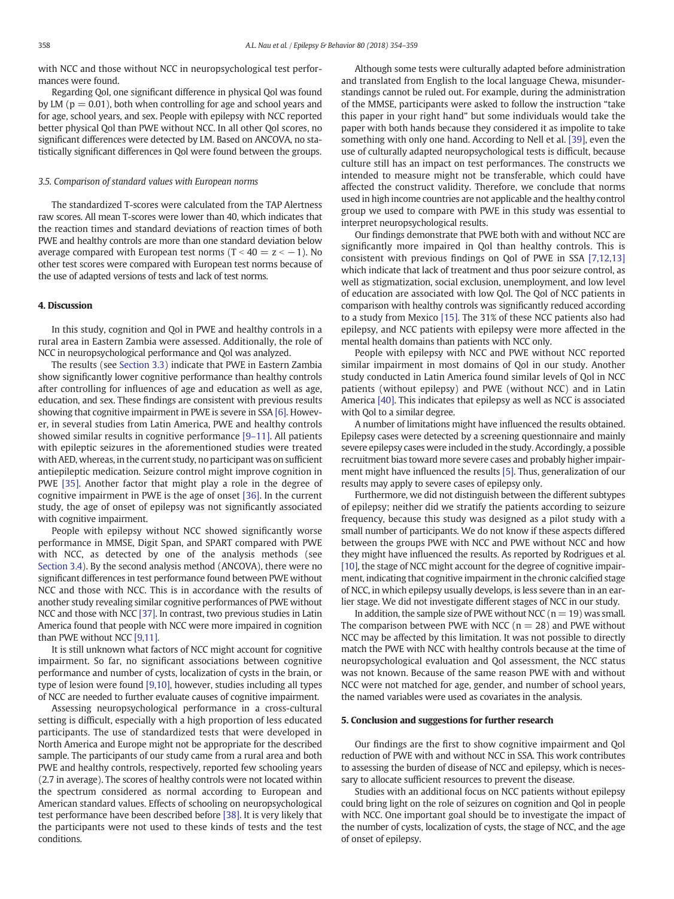with NCC and those without NCC in neuropsychological test performances were found.

Regarding QoL, one significant difference in physical QoL was found by LM ($p = 0.01$), both when controlling for age and school years and for age, school years, and sex. People with epilepsy with NCC reported better physical QoL than PWE without NCC. In all other QoL scores, no significant differences were detected by LM. Based on ANCOVA, no statistically significant differences in QoL were found between the groups.

### 3.5. Comparison of standard values with European norms

The standardized T-scores were calculated from the TAP Alertness raw scores. All mean T-scores were lower than 40, which indicates that the reaction times and standard deviations of reaction times of both PWE and healthy controls are more than one standard deviation below average compared with European test norms ($T < 40 = z < -1$). No other test scores were compared with European test norms because of the use of adapted versions of tests and lack of test norms.

## 4. Discussion

In this study, cognition and QoL in PWE and healthy controls in a rural area in Eastern Zambia were assessed. Additionally, the role of NCC in neuropsychological performance and QoL was analyzed.

The results (see Section 3.3) indicate that PWE in Eastern Zambia show significantly lower cognitive performance than healthy controls after controlling for influences of age and education as well as age, education, and sex. These findings are consistent with previous results showing that cognitive impairment in PWE is severe in SSA [6]. However, in several studies from Latin America, PWE and healthy controls showed similar results in cognitive performance [9–11]. All patients with epileptic seizures in the aforementioned studies were treated with AED, whereas, in the current study, no participant was on sufficient antiepileptic medication. Seizure control might improve cognition in PWE [35]. Another factor that might play a role in the degree of cognitive impairment in PWE is the age of onset [36]. In the current study, the age of onset of epilepsy was not significantly associated with cognitive impairment.

People with epilepsy without NCC showed significantly worse performance in MMSE, Digit Span, and SPART compared with PWE with NCC, as detected by one of the analysis methods (see Section 3.4). By the second analysis method (ANCOVA), there were no significant differences in test performance found between PWE without NCC and those with NCC. This is in accordance with the results of another study revealing similar cognitive performances of PWE without NCC and those with NCC [37]. In contrast, two previous studies in Latin America found that people with NCC were more impaired in cognition than PWE without NCC [9,11].

It is still unknown what factors of NCC might account for cognitive impairment. So far, no significant associations between cognitive performance and number of cysts, localization of cysts in the brain, or type of lesion were found [9,10], however, studies including all types of NCC are needed to further evaluate causes of cognitive impairment.

Assessing neuropsychological performance in a cross-cultural setting is difficult, especially with a high proportion of less educated participants. The use of standardized tests that were developed in North America and Europe might not be appropriate for the described sample. The participants of our study came from a rural area and both PWE and healthy controls, respectively, reported few schooling years (2.7 in average). The scores of healthy controls were not located within the spectrum considered as normal according to European and American standard values. Effects of schooling on neuropsychological test performance have been described before [38]. It is very likely that the participants were not used to these kinds of tests and the test conditions.

Although some tests were culturally adapted before administration and translated from English to the local language Chewa, misunderstandings cannot be ruled out. For example, during the administration of the MMSE, participants were asked to follow the instruction "take this paper in your right hand" but some individuals would take the paper with both hands because they considered it as impolite to take something with only one hand. According to Nell et al. [39], even the use of culturally adapted neuropsychological tests is difficult, because culture still has an impact on test performances. The constructs we intended to measure might not be transferable, which could have affected the construct validity. Therefore, we conclude that norms used in high income countries are not applicable and the healthy control group we used to compare with PWE in this study was essential to interpret neuropsychological results.

Our findings demonstrate that PWE both with and without NCC are significantly more impaired in QoL than healthy controls. This is consistent with previous findings on QoL of PWE in SSA [7,12,13] which indicate that lack of treatment and thus poor seizure control, as well as stigmatization, social exclusion, unemployment, and low level of education are associated with low QoL. The QoL of NCC patients in comparison with healthy controls was significantly reduced according to a study from Mexico [15]. The 31% of these NCC patients also had epilepsy, and NCC patients with epilepsy were more affected in the mental health domains than patients with NCC only.

People with epilepsy with NCC and PWE without NCC reported similar impairment in most domains of QoL in our study. Another study conducted in Latin America found similar levels of QoL in NCC patients (without epilepsy) and PWE (without NCC) and in Latin America [40]. This indicates that epilepsy as well as NCC is associated with QoL to a similar degree.

A number of limitations might have influenced the results obtained. Epilepsy cases were detected by a screening questionnaire and mainly severe epilepsy cases were included in the study. Accordingly, a possible recruitment bias toward more severe cases and probably higher impairment might have influenced the results [5]. Thus, generalization of our results may apply to severe cases of epilepsy only.

Furthermore, we did not distinguish between the different subtypes of epilepsy; neither did we stratify the patients according to seizure frequency, because this study was designed as a pilot study with a small number of participants. We do not know if these aspects differed between the groups PWE with NCC and PWE without NCC and how they might have influenced the results. As reported by Rodrigues et al. [10], the stage of NCC might account for the degree of cognitive impairment, indicating that cognitive impairment in the chronic calcified stage of NCC, in which epilepsy usually develops, is less severe than in an earlier stage. We did not investigate different stages of NCC in our study.

In addition, the sample size of PWE without NCC ($n = 19$) was small. The comparison between PWE with NCC ($n = 28$) and PWE without NCC may be affected by this limitation. It was not possible to directly match the PWE with NCC with healthy controls because at the time of neuropsychological evaluation and QoL assessment, the NCC status was not known. Because of the same reason PWE with and without NCC were not matched for age, gender, and number of school years, the named variables were used as covariates in the analysis.

## 5. Conclusion and suggestions for further research

Our findings are the first to show cognitive impairment and QoL reduction of PWE with and without NCC in SSA. This work contributes to assessing the burden of disease of NCC and epilepsy, which is necessary to allocate sufficient resources to prevent the disease.

Studies with an additional focus on NCC patients without epilepsy could bring light on the role of seizures on cognition and QoL in people with NCC. One important goal should be to investigate the impact of the number of cysts, localization of cysts, the stage of NCC, and the age of onset of epilepsy.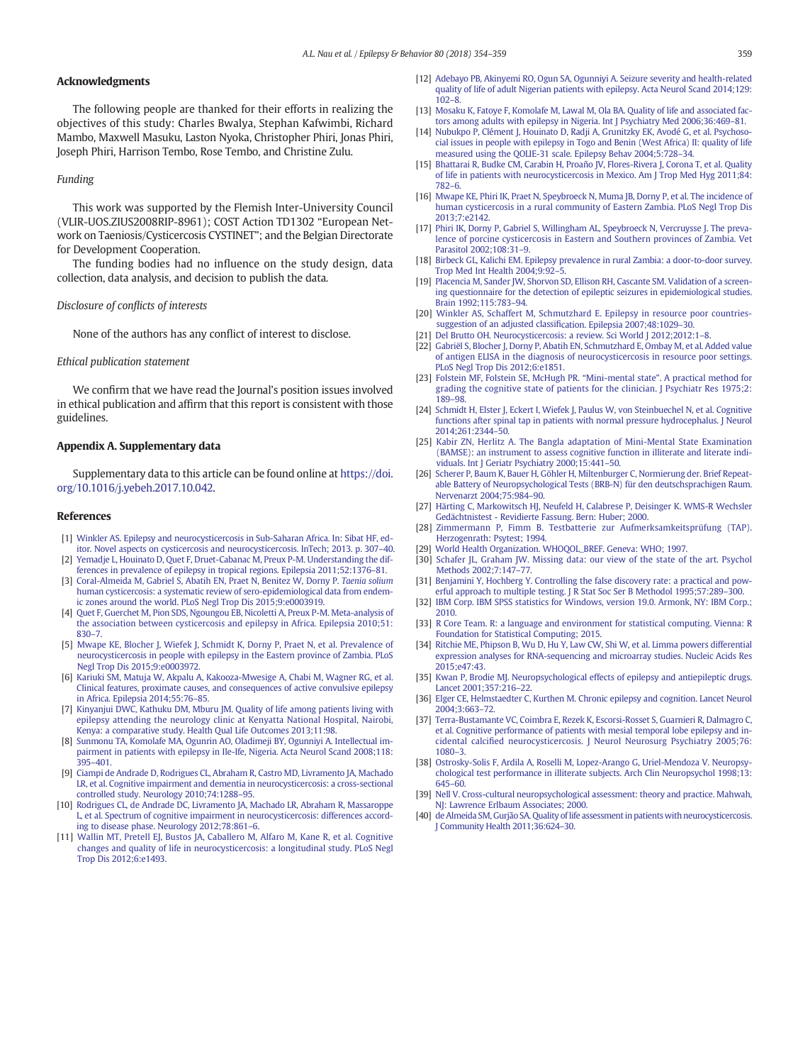## Acknowledgments

The following people are thanked for their efforts in realizing the objectives of this study: Charles Bwalya, Stephan Kafwimbi, Richard Mambo, Maxwell Masuku, Laston Nyoka, Christopher Phiri, Jonas Phiri, Joseph Phiri, Harrison Tembo, Rose Tembo, and Christine Zulu.

### Funding

This work was supported by the Flemish Inter-University Council (VLIR-UOS.ZIUS2008RIP-8961); COST Action TD1302 "European Network on Taeniosis/Cysticercosis CYSTINET"; and the Belgian Directorate for Development Cooperation.

The funding bodies had no influence on the study design, data collection, data analysis, and decision to publish the data.

### Disclosure of conflicts of interests

None of the authors has any conflict of interest to disclose.

### Ethical publication statement

We confirm that we have read the Journal's position issues involved in ethical publication and affirm that this report is consistent with those guidelines.

## Appendix A. Supplementary data

Supplementary data to this article can be found online at https://doi.org/10.1016/j.yebeh.2017.10.042.

## References

[1] Winkler AS. Epilepsy and neurocysticercosis in Sub-Saharan Africa. In: Sibat HF, editor. Novel aspects on cysticercosis and neurocysticercosis. InTech; 2013. p. 307–40.

[2] Yemadje L, Houinato D, Quet F, Druet-Cabanac M, Preux P-M. Understanding the differences in prevalence of epilepsy in tropical regions. Epilepsia 2011;52:1376–81.

[3] Coral-Almeida M, Gabriel S, Abatih EN, Praet N, Benitez W, Dorny P. *Taenia solium* human cysticercosis: a systematic review of sero-epidemiological data from endemic zones around the world. PLoS Negl Trop Dis 2015;9:e0003919.

[4] Quet F, Guerchet M, Pion SDS, Ngoungou EB, Nicoletti A, Preux P-M. Meta-analysis of the association between cysticercosis and epilepsy in Africa. Epilepsia 2010;51:830–7.

[5] Mwape KE, Blocher J, Wiefek J, Schmidt K, Dorny P, Praet N, et al. Prevalence of neurocysticercosis in people with epilepsy in the Eastern province of Zambia. PLoS Negl Trop Dis 2015;9:e0003972.

[6] Kariuki SM, Matuja W, Akpalu A, Kakooza-Mwesige A, Chabi M, Wagner RG, et al. Clinical features, proximate causes, and consequences of active convulsive epilepsy in Africa. Epilepsia 2014;55:76–85.

[7] Kinyanjui DWC, Kathuku DM, Mburu JM. Quality of life among patients living with epilepsy attending the neurology clinic at Kenyatta National Hospital, Nairobi, Kenya: a comparative study. Health Qual Life Outcomes 2013;11:98.

[8] Sunmonu TA, Komolafe MA, Ogunrin AO, Oladimeji BY, Ogunniyi A. Intellectual impairment in patients with epilepsy in Ile-Ife, Nigeria. Acta Neurol Scand 2008;118:395–401.

[9] Ciampi de Andrade D, Rodrigues CL, Abraham R, Castro MD, Livramento JA, Machado LR, et al. Cognitive impairment and dementia in neurocysticercosis: a cross-sectional controlled study. Neurology 2010;74:1288–95.

[10] Rodrigues CL, de Andrade DC, Livramento JA, Machado LR, Abraham R, Massaroppe L, et al. Spectrum of cognitive impairment in neurocysticercosis: differences according to disease phase. Neurology 2012;78:861–6.

[11] Wallin MT, Pretell EJ, Bustos JA, Caballero M, Alfaro M, Kane R, et al. Cognitive changes and quality of life in neurocysticercosis: a longitudinal study. PLoS Negl Trop Dis 2012;6:e1493.

[12] Adebayo PB, Akinyemi RO, Ogun SA, Ogunniyi A. Seizure severity and health-related quality of life of adult Nigerian patients with epilepsy. Acta Neurol Scand 2014;129:102–8.

[13] Mosaku K, Fatoye F, Komolafe M, Lawal M, Ola BA. Quality of life and associated factors among adults with epilepsy in Nigeria. Int J Psychiatry Med 2006;36:469–81.

[14] Nubukpo P, Clément J, Houinato D, Radji A, Grunitzky EK, Avodé G, et al. Psychosocial issues in people with epilepsy in Togo and Benin (West Africa) II: quality of life measured using the QOLIE-31 scale. Epilepsy Behav 2004;5:728–34.

[15] Bhattarai R, Budke CM, Carabin H, Proaño JV, Flores-Rivera J, Corona T, et al. Quality of life in patients with neurocysticercosis in Mexico. Am J Trop Med Hyg 2011;84:782–6.

[16] Mwape KE, Phiri IK, Praet N, Speybroeck N, Muma JB, Dorny P, et al. The incidence of human cysticercosis in a rural community of Eastern Zambia. PLoS Negl Trop Dis 2013;7:e2142.

[17] Phiri IK, Dorny P, Gabriel S, Willingham AL, Speybroeck N, Vercruysse J. The prevalence of porcine cysticercosis in Eastern and Southern provinces of Zambia. Vet Parasitol 2002;108:31–9.

[18] Birbeck GL, Kalichi EM. Epilepsy prevalence in rural Zambia: a door-to-door survey. Trop Med Int Health 2004;9:92–5.

[19] Placencia M, Sander JW, Shorvon SD, Ellison RH, Cascante SM. Validation of a screening questionnaire for the detection of epileptic seizures in epidemiological studies. Brain 1992;115:783–94.

[20] Winkler AS, Schaffert M, Schmutzhard E. Epilepsy in resource poor countries-suggestion of an adjusted classification. Epilepsia 2007;48:1029–30.

[21] Del Brutto OH. Neurocysticercosis: a review. Sci World J 2012;2012:1–8.

[22] Gabriël S, Blocher J, Dorny P, Abatih EN, Schmutzhard E, Ombay M, et al. Added value of antigen ELISA in the diagnosis of neurocysticercosis in resource poor settings. PLoS Negl Trop Dis 2012;6:e1851.

[23] Folstein MF, Folstein SE, McHugh PR. "Mini-mental state". A practical method for grading the cognitive state of patients for the clinician. J Psychiatr Res 1975;2:189–98.

[24] Schmidt H, Elster J, Eckert I, Wiefek J, Paulus W, von Steinbuechel N, et al. Cognitive functions after spinal tap in patients with normal pressure hydrocephalus. J Neurol 2014;261:2344–50.

[25] Kabir ZN, Herlitz A. The Bangla adaptation of Mini-Mental State Examination (BAMSE): an instrument to assess cognitive function in illiterate and literate individuals. Int J Geriatr Psychiatry 2000;15:441–50.

[26] Scherer P, Baum K, Bauer H, Göhler H, Miltenburger C, Normierung der. Brief Repeatable Battery of Neuropsychological Tests (BRB-N) für den deutschsprachigen Raum. Nervenarzt 2004;75:984–90.

[27] Härting C, Markowitsch HJ, Neufeld H, Calabrese P, Deisinger K. WMS-R Wechsler Gedächtnistest - Revidierte Fassung. Bern: Huber; 2000.

[28] Zimmermann P, Fimm B. Testbatterie zur Aufmerksamkeitsprüfung (TAP). Herzogenrath: Psytest; 1994.

[29] World Health Organization. WHOQOL_BREF. Geneva: WHO; 1997.

[30] Schafer JL, Graham JW. Missing data: our view of the state of the art. Psychol Methods 2002;7:147–77.

[31] Benjamini Y, Hochberg Y. Controlling the false discovery rate: a practical and powerful approach to multiple testing. J R Stat Soc Ser B Methodol 1995;57:289–300.

[32] IBM Corp. IBM SPSS statistics for Windows, version 19.0. Armonk, NY: IBM Corp.; 2010.

[33] R Core Team. R: a language and environment for statistical computing. Vienna: R Foundation for Statistical Computing; 2015.

[34] Ritchie ME, Phipson B, Wu D, Hu Y, Law CW, Shi W, et al. Limma powers differential expression analyses for RNA-sequencing and microarray studies. Nucleic Acids Res 2015;e47:43.

[35] Kwan P, Brodie MJ. Neuropsychological effects of epilepsy and antiepileptic drugs. Lancet 2001;357:216–22.

[36] Elger CE, Helmstaedter C, Kurthen M. Chronic epilepsy and cognition. Lancet Neurol 2004;3:663–72.

[37] Terra-Bustamante VC, Coimbra E, Rezek K, Escorsi-Rosset S, Guarnieri R, Dalmagro C, et al. Cognitive performance of patients with mesial temporal lobe epilepsy and incidental calcified neurocysticercosis. J Neurol Neurosurg Psychiatry 2005;76:1080–3.

[38] Ostrosky-Solis F, Ardila A, Roselli M, Lopez-Arango G, Uriel-Mendoza V. Neuropsychological test performance in illiterate subjects. Arch Clin Neuropsychol 1998;13:645–60.

[39] Nell V. Cross-cultural neuropsychological assessment: theory and practice. Mahwah, NJ: Lawrence Erlbaum Associates; 2000.

[40] de Almeida SM, Gurjão SA. Quality of life assessment in patients with neurocysticercosis. J Community Health 2011;36:624–30.